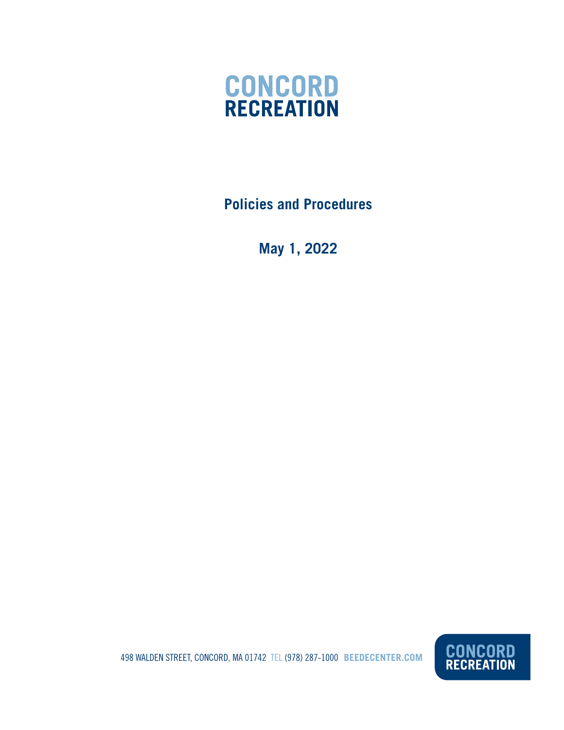# CONCORD RECREATION

## Policies and Procedures

## May 1, 2022

498 WALDEN STREET, CONCORD, MA 01742 TEL (978) 287-1000 **BEEDECENTER.COM**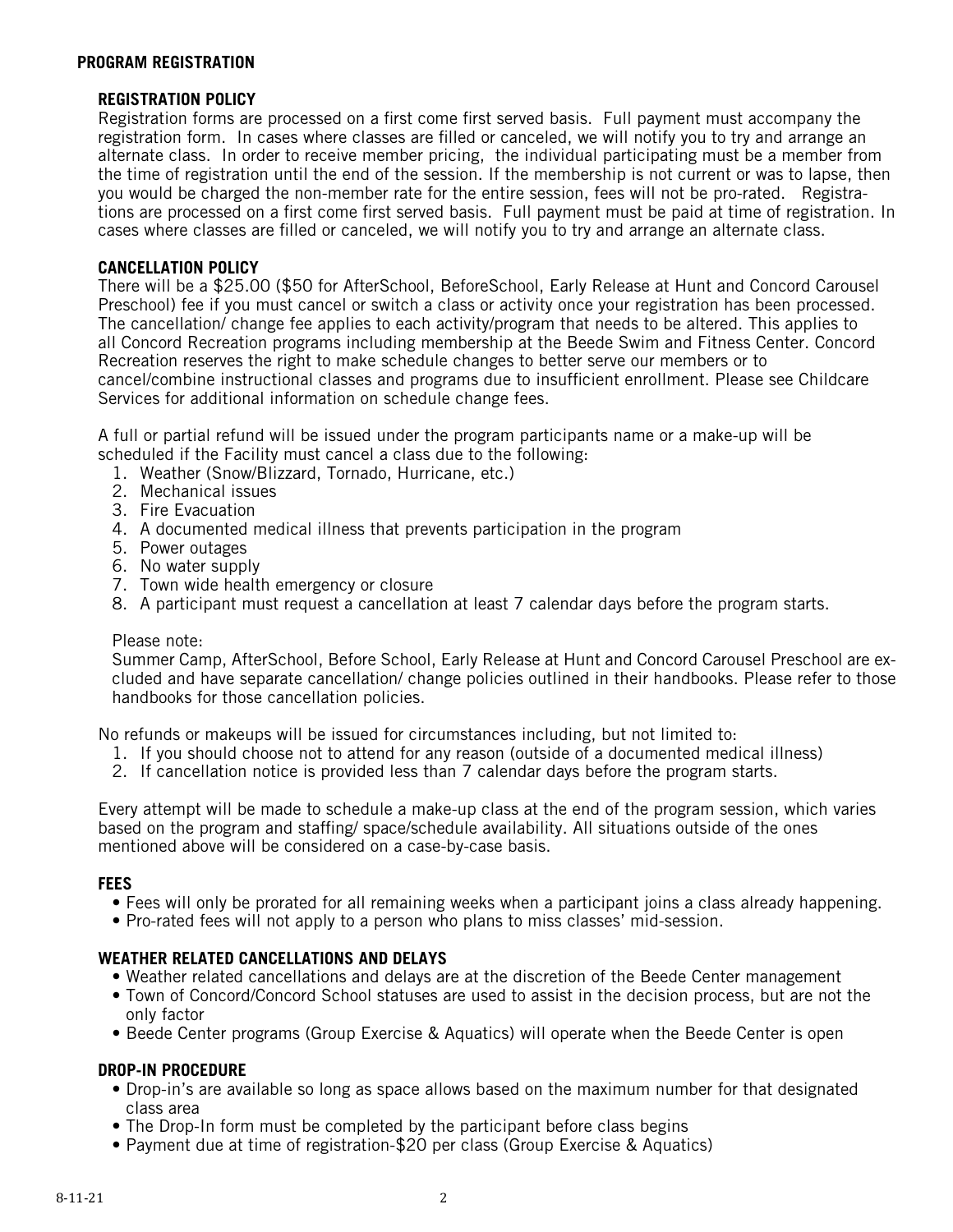## PROGRAM REGISTRATION

### REGISTRATION POLICY

Registration forms are processed on a first come first served basis. Full payment must accompany the registration form. In cases where classes are filled or canceled, we will notify you to try and arrange an alternate class. In order to receive member pricing, the individual participating must be a member from the time of registration until the end of the session. If the membership is not current or was to lapse, then you would be charged the non-member rate for the entire session, fees will not be pro-rated. Registrations are processed on a first come first served basis. Full payment must be paid at time of registration. In cases where classes are filled or canceled, we will notify you to try and arrange an alternate class.

### CANCELLATION POLICY

There will be a $25.00 ($50 for AfterSchool, BeforeSchool, Early Release at Hunt and Concord Carousel Preschool) fee if you must cancel or switch a class or activity once your registration has been processed. The cancellation/ change fee applies to each activity/program that needs to be altered. This applies to all Concord Recreation programs including membership at the Beede Swim and Fitness Center. Concord Recreation reserves the right to make schedule changes to better serve our members or to cancel/combine instructional classes and programs due to insufficient enrollment. Please see Childcare Services for additional information on schedule change fees.

A full or partial refund will be issued under the program participants name or a make-up will be scheduled if the Facility must cancel a class due to the following:

1. Weather (Snow/Blizzard, Tornado, Hurricane, etc.)
2. Mechanical issues
3. Fire Evacuation
4. A documented medical illness that prevents participation in the program
5. Power outages
6. No water supply
7. Town wide health emergency or closure
8. A participant must request a cancellation at least 7 calendar days before the program starts.

Please note:
Summer Camp, AfterSchool, Before School, Early Release at Hunt and Concord Carousel Preschool are excluded and have separate cancellation/ change policies outlined in their handbooks. Please refer to those handbooks for those cancellation policies.

No refunds or makeups will be issued for circumstances including, but not limited to:

1. If you should choose not to attend for any reason (outside of a documented medical illness)
2. If cancellation notice is provided less than 7 calendar days before the program starts.

Every attempt will be made to schedule a make-up class at the end of the program session, which varies based on the program and staffing/ space/schedule availability. All situations outside of the ones mentioned above will be considered on a case-by-case basis.

### FEES

- Fees will only be prorated for all remaining weeks when a participant joins a class already happening.
- Pro-rated fees will not apply to a person who plans to miss classes' mid-session.

### WEATHER RELATED CANCELLATIONS AND DELAYS

- Weather related cancellations and delays are at the discretion of the Beede Center management
- Town of Concord/Concord School statuses are used to assist in the decision process, but are not the only factor
- Beede Center programs (Group Exercise & Aquatics) will operate when the Beede Center is open

### DROP-IN PROCEDURE

- Drop-in's are available so long as space allows based on the maximum number for that designated class area
- The Drop-In form must be completed by the participant before class begins
- Payment due at time of registration-$20 per class (Group Exercise & Aquatics)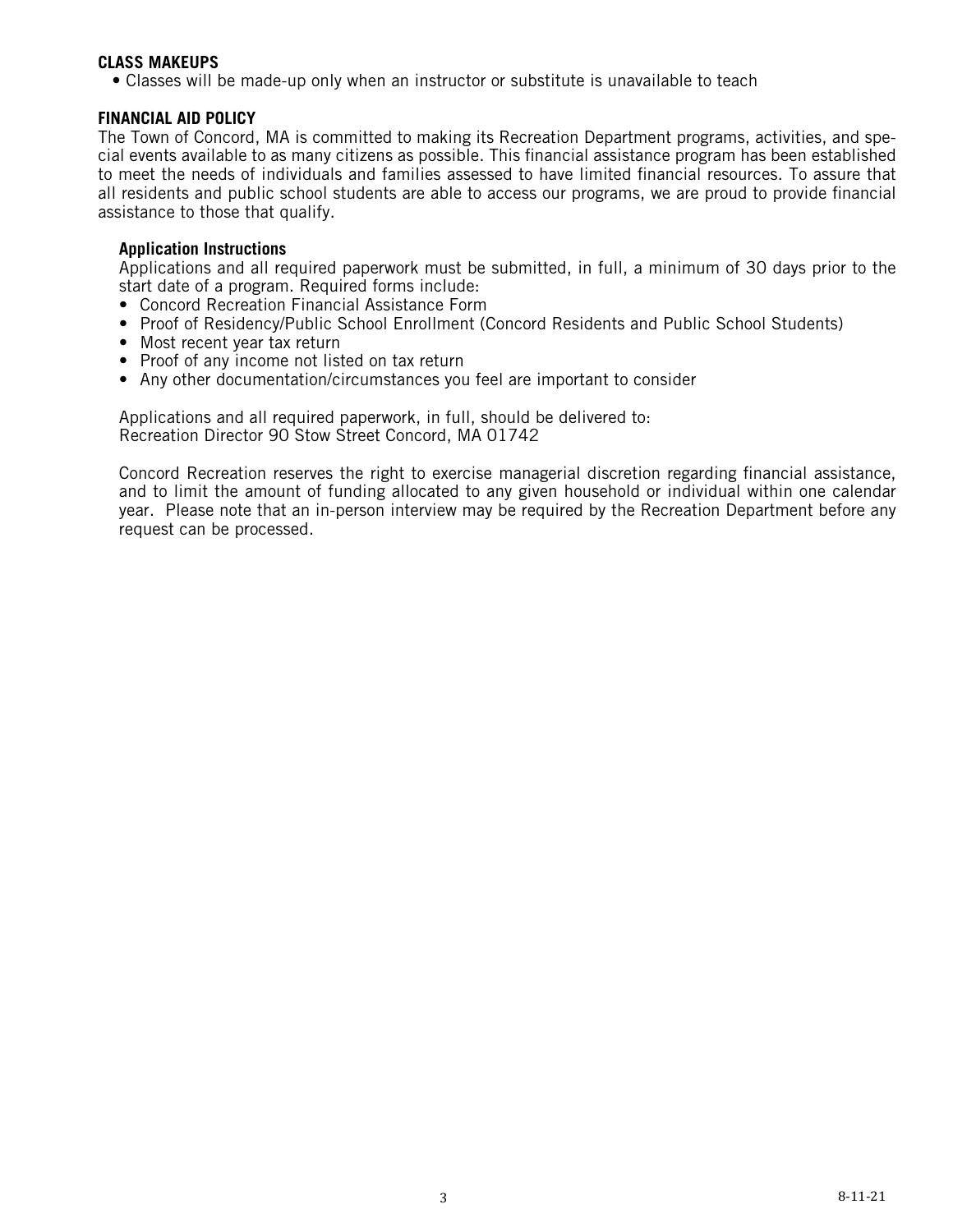**CLASS MAKEUPS**

- Classes will be made-up only when an instructor or substitute is unavailable to teach

**FINANCIAL AID POLICY**

The Town of Concord, MA is committed to making its Recreation Department programs, activities, and special events available to as many citizens as possible. This financial assistance program has been established to meet the needs of individuals and families assessed to have limited financial resources. To assure that all residents and public school students are able to access our programs, we are proud to provide financial assistance to those that qualify.

**Application Instructions**

Applications and all required paperwork must be submitted, in full, a minimum of 30 days prior to the start date of a program. Required forms include:

- Concord Recreation Financial Assistance Form
- Proof of Residency/Public School Enrollment (Concord Residents and Public School Students)
- Most recent year tax return
- Proof of any income not listed on tax return
- Any other documentation/circumstances you feel are important to consider

Applications and all required paperwork, in full, should be delivered to:
Recreation Director 90 Stow Street Concord, MA 01742

Concord Recreation reserves the right to exercise managerial discretion regarding financial assistance, and to limit the amount of funding allocated to any given household or individual within one calendar year. Please note that an in-person interview may be required by the Recreation Department before any request can be processed.

8-11-21